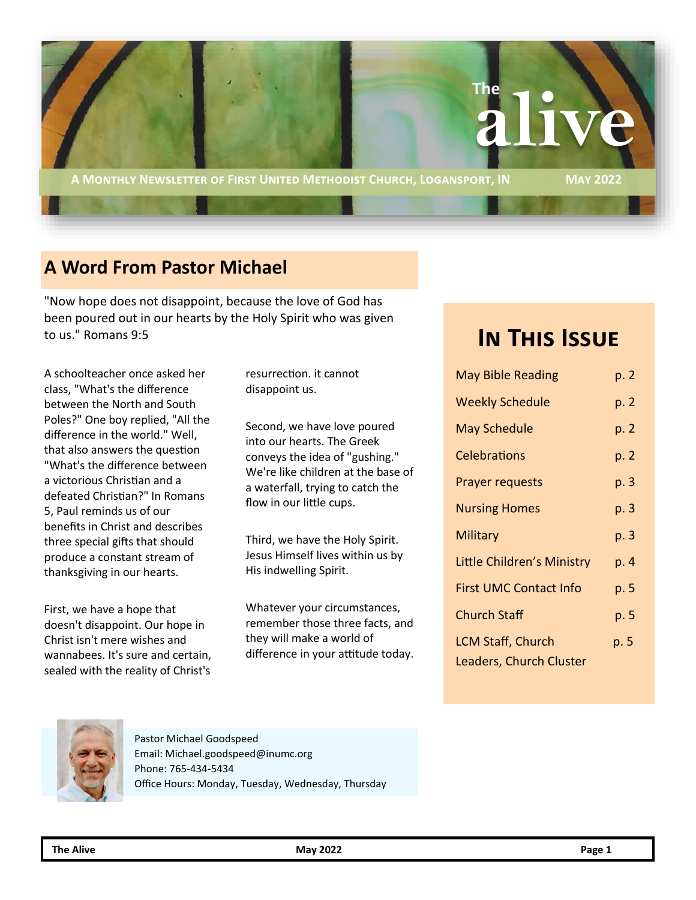# The alive

A MONTHLY NEWSLETTER OF FIRST UNITED METHODIST CHURCH, LOGANSPORT, IN — MAY 2022

## A Word From Pastor Michael

"Now hope does not disappoint, because the love of God has been poured out in our hearts by the Holy Spirit who was given to us." Romans 9:5

A schoolteacher once asked her class, "What's the difference between the North and South Poles?" One boy replied, "All the difference in the world." Well, that also answers the question "What's the difference between a victorious Christian and a defeated Christian?" In Romans 5, Paul reminds us of our benefits in Christ and describes three special gifts that should produce a constant stream of thanksgiving in our hearts.

First, we have a hope that doesn't disappoint. Our hope in Christ isn't mere wishes and wannabees. It's sure and certain, sealed with the reality of Christ's resurrection. it cannot disappoint us.

Second, we have love poured into our hearts. The Greek conveys the idea of "gushing." We're like children at the base of a waterfall, trying to catch the flow in our little cups.

Third, we have the Holy Spirit. Jesus Himself lives within us by His indwelling Spirit.

Whatever your circumstances, remember those three facts, and they will make a world of difference in your attitude today.

Pastor Michael Goodspeed
Email: Michael.goodspeed@inumc.org
Phone: 765-434-5434
Office Hours: Monday, Tuesday, Wednesday, Thursday

## In This Issue

| | |
|---|---|
| May Bible Reading | p. 2 |
| Weekly Schedule | p. 2 |
| May Schedule | p. 2 |
| Celebrations | p. 2 |
| Prayer requests | p. 3 |
| Nursing Homes | p. 3 |
| Military | p. 3 |
| Little Children's Ministry | p. 4 |
| First UMC Contact Info | p. 5 |
| Church Staff | p. 5 |
| LCM Staff, Church Leaders, Church Cluster | p. 5 |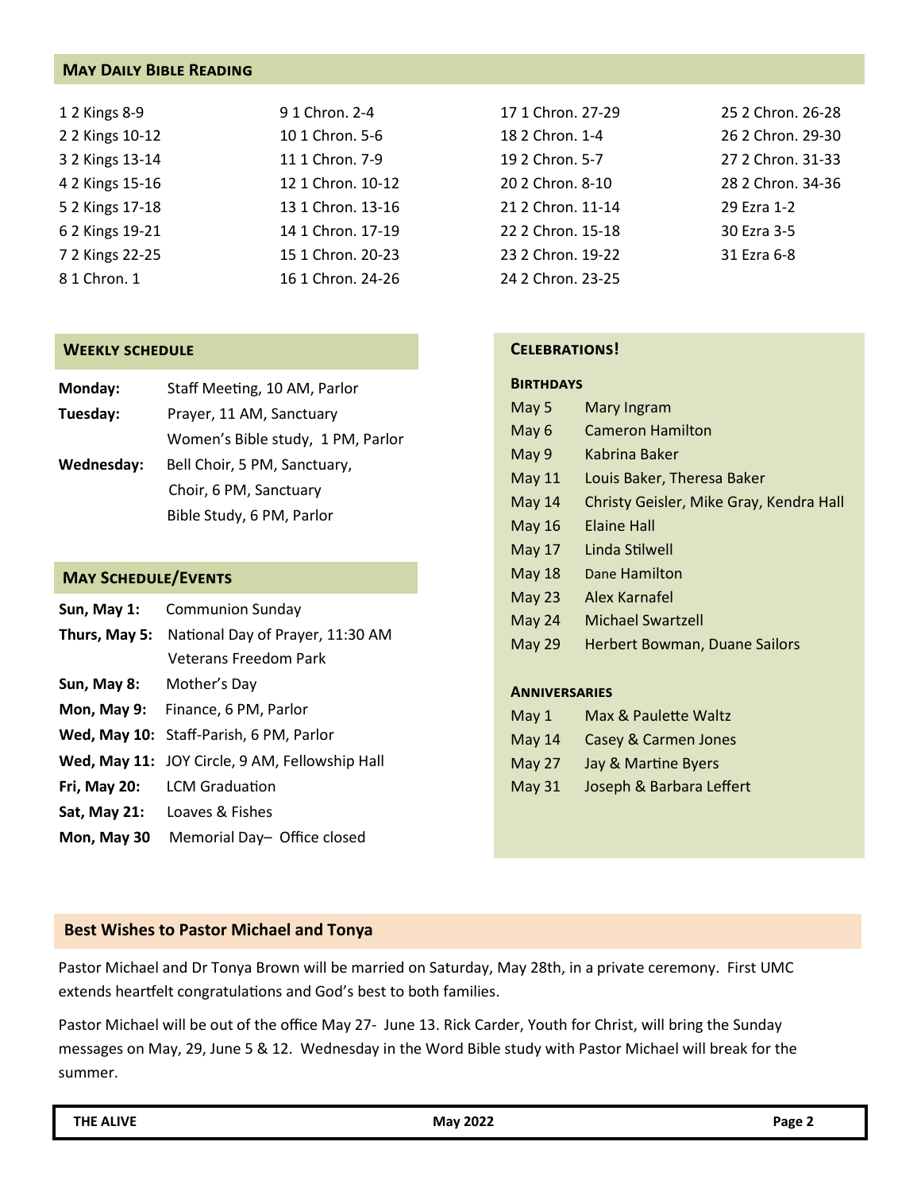## May Daily Bible Reading

1 2 Kings 8-9
2 2 Kings 10-12
3 2 Kings 13-14
4 2 Kings 15-16
5 2 Kings 17-18
6 2 Kings 19-21
7 2 Kings 22-25
8 1 Chron. 1
9 1 Chron. 2-4
10 1 Chron. 5-6
11 1 Chron. 7-9
12 1 Chron. 10-12
13 1 Chron. 13-16
14 1 Chron. 17-19
15 1 Chron. 20-23
16 1 Chron. 24-26
17 1 Chron. 27-29
18 2 Chron. 1-4
19 2 Chron. 5-7
20 2 Chron. 8-10
21 2 Chron. 11-14
22 2 Chron. 15-18
23 2 Chron. 19-22
24 2 Chron. 23-25
25 2 Chron. 26-28
26 2 Chron. 29-30
27 2 Chron. 31-33
28 2 Chron. 34-36
29 Ezra 1-2
30 Ezra 3-5
31 Ezra 6-8

## Weekly schedule

**Monday:** Staff Meeting, 10 AM, Parlor
**Tuesday:** Prayer, 11 AM, Sanctuary
Women's Bible study, 1 PM, Parlor
**Wednesday:** Bell Choir, 5 PM, Sanctuary,
Choir, 6 PM, Sanctuary
Bible Study, 6 PM, Parlor

## May Schedule/Events

**Sun, May 1:** Communion Sunday
**Thurs, May 5:** National Day of Prayer, 11:30 AM Veterans Freedom Park
**Sun, May 8:** Mother's Day
**Mon, May 9:** Finance, 6 PM, Parlor
**Wed, May 10:** Staff-Parish, 6 PM, Parlor
**Wed, May 11:** JOY Circle, 9 AM, Fellowship Hall
**Fri, May 20:** LCM Graduation
**Sat, May 21:** Loaves & Fishes
**Mon, May 30** Memorial Day– Office closed

## Celebrations!

### Birthdays

| | |
|---|---|
| May 5 | Mary Ingram |
| May 6 | Cameron Hamilton |
| May 9 | Kabrina Baker |
| May 11 | Louis Baker, Theresa Baker |
| May 14 | Christy Geisler, Mike Gray, Kendra Hall |
| May 16 | Elaine Hall |
| May 17 | Linda Stilwell |
| May 18 | Dane Hamilton |
| May 23 | Alex Karnafel |
| May 24 | Michael Swartzell |
| May 29 | Herbert Bowman, Duane Sailors |

### Anniversaries

| | |
|---|---|
| May 1 | Max & Paulette Waltz |
| May 14 | Casey & Carmen Jones |
| May 27 | Jay & Martine Byers |
| May 31 | Joseph & Barbara Leffert |

## Best Wishes to Pastor Michael and Tonya

Pastor Michael and Dr Tonya Brown will be married on Saturday, May 28th, in a private ceremony. First UMC extends heartfelt congratulations and God's best to both families.

Pastor Michael will be out of the office May 27- June 13. Rick Carder, Youth for Christ, will bring the Sunday messages on May, 29, June 5 & 12. Wednesday in the Word Bible study with Pastor Michael will break for the summer.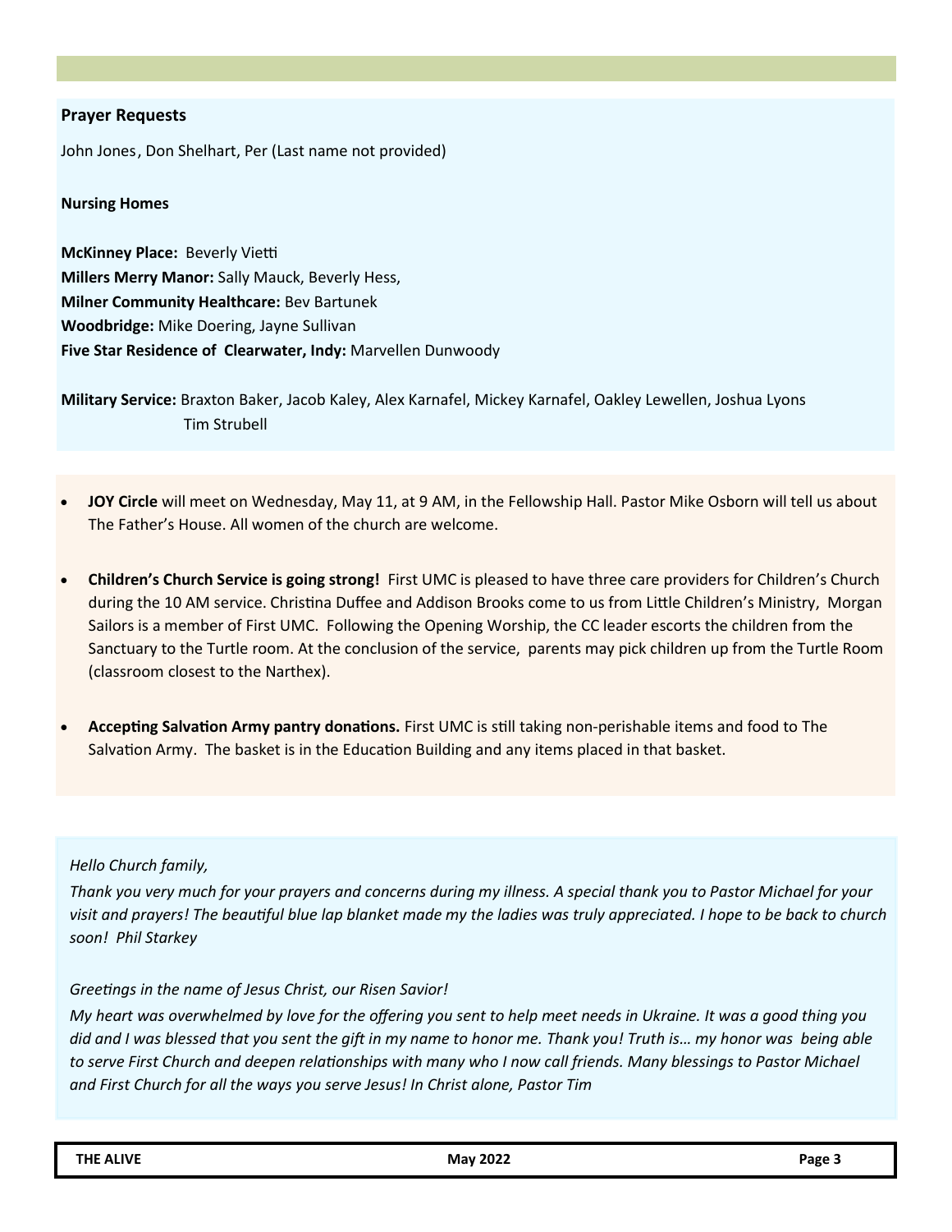## Prayer Requests

John Jones, Don Shelhart, Per (Last name not provided)

**Nursing Homes**

**McKinney Place:** Beverly Vietti
**Millers Merry Manor:** Sally Mauck, Beverly Hess,
**Milner Community Healthcare:** Bev Bartunek
**Woodbridge:** Mike Doering, Jayne Sullivan
**Five Star Residence of Clearwater, Indy:** Marvellen Dunwoody

**Military Service:** Braxton Baker, Jacob Kaley, Alex Karnafel, Mickey Karnafel, Oakley Lewellen, Joshua Lyons Tim Strubell

- **JOY Circle** will meet on Wednesday, May 11, at 9 AM, in the Fellowship Hall. Pastor Mike Osborn will tell us about The Father's House. All women of the church are welcome.
- **Children's Church Service is going strong!** First UMC is pleased to have three care providers for Children's Church during the 10 AM service. Christina Duffee and Addison Brooks come to us from Little Children's Ministry, Morgan Sailors is a member of First UMC. Following the Opening Worship, the CC leader escorts the children from the Sanctuary to the Turtle room. At the conclusion of the service, parents may pick children up from the Turtle Room (classroom closest to the Narthex).
- **Accepting Salvation Army pantry donations.** First UMC is still taking non-perishable items and food to The Salvation Army. The basket is in the Education Building and any items placed in that basket.

*Hello Church family,*

*Thank you very much for your prayers and concerns during my illness. A special thank you to Pastor Michael for your visit and prayers! The beautiful blue lap blanket made my the ladies was truly appreciated. I hope to be back to church soon! Phil Starkey*

*Greetings in the name of Jesus Christ, our Risen Savior!*

*My heart was overwhelmed by love for the offering you sent to help meet needs in Ukraine. It was a good thing you did and I was blessed that you sent the gift in my name to honor me. Thank you! Truth is… my honor was being able to serve First Church and deepen relationships with many who I now call friends. Many blessings to Pastor Michael and First Church for all the ways you serve Jesus! In Christ alone, Pastor Tim*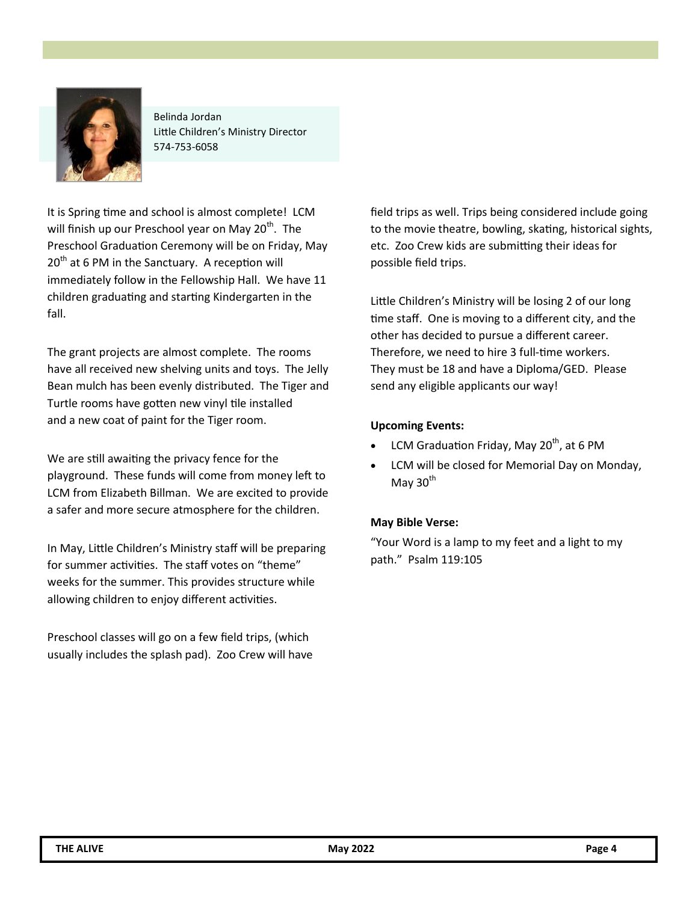Belinda Jordan
Little Children's Ministry Director
574-753-6058

It is Spring time and school is almost complete! LCM will finish up our Preschool year on May 20th. The Preschool Graduation Ceremony will be on Friday, May 20th at 6 PM in the Sanctuary. A reception will immediately follow in the Fellowship Hall. We have 11 children graduating and starting Kindergarten in the fall.

The grant projects are almost complete. The rooms have all received new shelving units and toys. The Jelly Bean mulch has been evenly distributed. The Tiger and Turtle rooms have gotten new vinyl tile installed and a new coat of paint for the Tiger room.

We are still awaiting the privacy fence for the playground. These funds will come from money left to LCM from Elizabeth Billman. We are excited to provide a safer and more secure atmosphere for the children.

In May, Little Children's Ministry staff will be preparing for summer activities. The staff votes on "theme" weeks for the summer. This provides structure while allowing children to enjoy different activities.

Preschool classes will go on a few field trips, (which usually includes the splash pad). Zoo Crew will have field trips as well. Trips being considered include going to the movie theatre, bowling, skating, historical sights, etc. Zoo Crew kids are submitting their ideas for possible field trips.

Little Children's Ministry will be losing 2 of our long time staff. One is moving to a different city, and the other has decided to pursue a different career. Therefore, we need to hire 3 full-time workers. They must be 18 and have a Diploma/GED. Please send any eligible applicants our way!

**Upcoming Events:**

- LCM Graduation Friday, May 20th, at 6 PM
- LCM will be closed for Memorial Day on Monday, May 30th

**May Bible Verse:**

"Your Word is a lamp to my feet and a light to my path." Psalm 119:105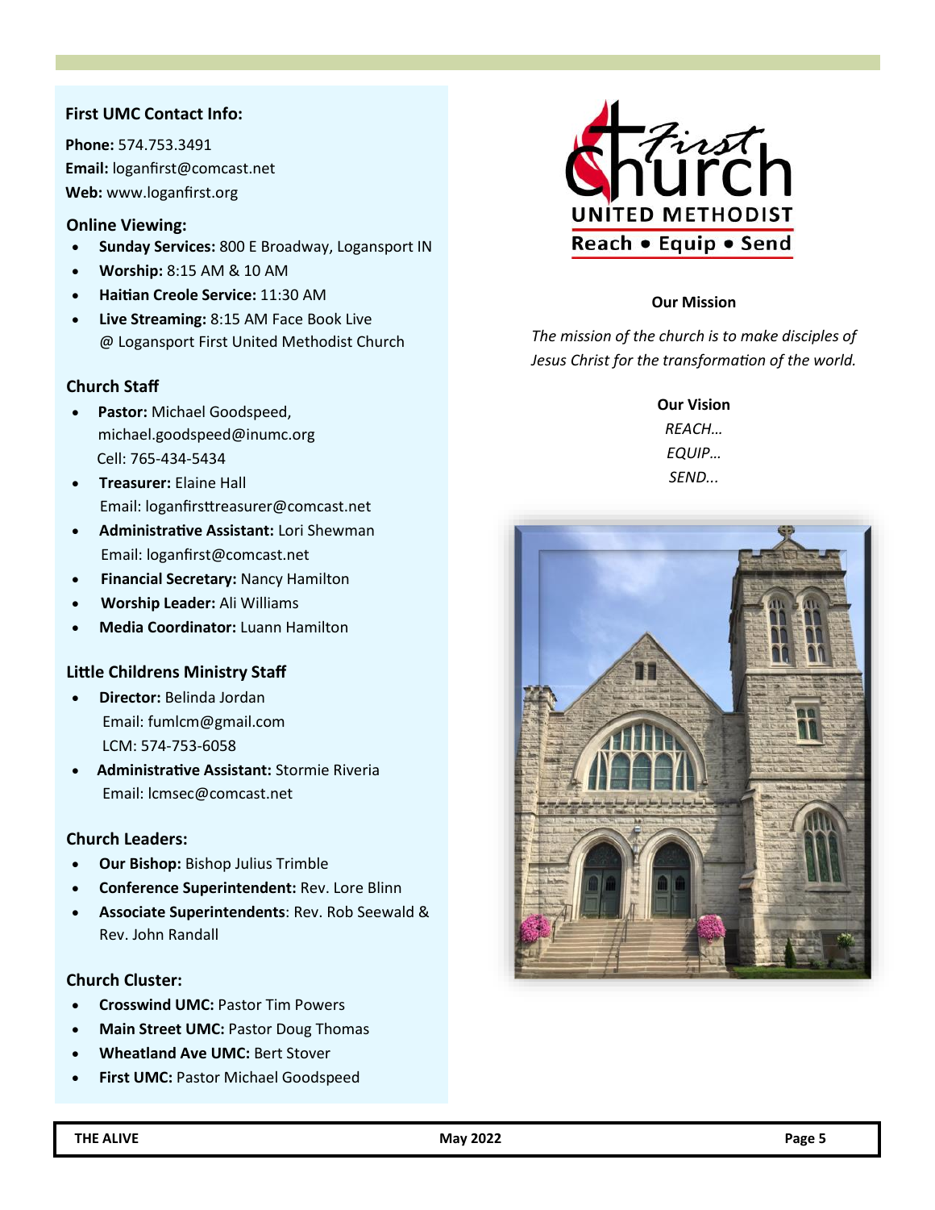### First UMC Contact Info:

**Phone:** 574.753.3491
**Email:** loganfirst@comcast.net
**Web:** www.loganfirst.org

### Online Viewing:

- **Sunday Services:** 800 E Broadway, Logansport IN
- **Worship:** 8:15 AM & 10 AM
- **Haitian Creole Service:** 11:30 AM
- **Live Streaming:** 8:15 AM Face Book Live @ Logansport First United Methodist Church

### Church Staff

- **Pastor:** Michael Goodspeed, michael.goodspeed@inumc.org Cell: 765-434-5434
- **Treasurer:** Elaine Hall Email: loganfirsttreasurer@comcast.net
- **Administrative Assistant:** Lori Shewman Email: loganfirst@comcast.net
- **Financial Secretary:** Nancy Hamilton
- **Worship Leader:** Ali Williams
- **Media Coordinator:** Luann Hamilton

### Little Childrens Ministry Staff

- **Director:** Belinda Jordan Email: fumlcm@gmail.com LCM: 574-753-6058
- **Administrative Assistant:** Stormie Riveria Email: lcmsec@comcast.net

### Church Leaders:

- **Our Bishop:** Bishop Julius Trimble
- **Conference Superintendent:** Rev. Lore Blinn
- **Associate Superintendents**: Rev. Rob Seewald & Rev. John Randall

### Church Cluster:

- **Crosswind UMC:** Pastor Tim Powers
- **Main Street UMC:** Pastor Doug Thomas
- **Wheatland Ave UMC:** Bert Stover
- **First UMC:** Pastor Michael Goodspeed

First Church
UNITED METHODIST
Reach • Equip • Send

**Our Mission**

*The mission of the church is to make disciples of Jesus Christ for the transformation of the world.*

**Our Vision**

*REACH…*
*EQUIP…*
*SEND...*